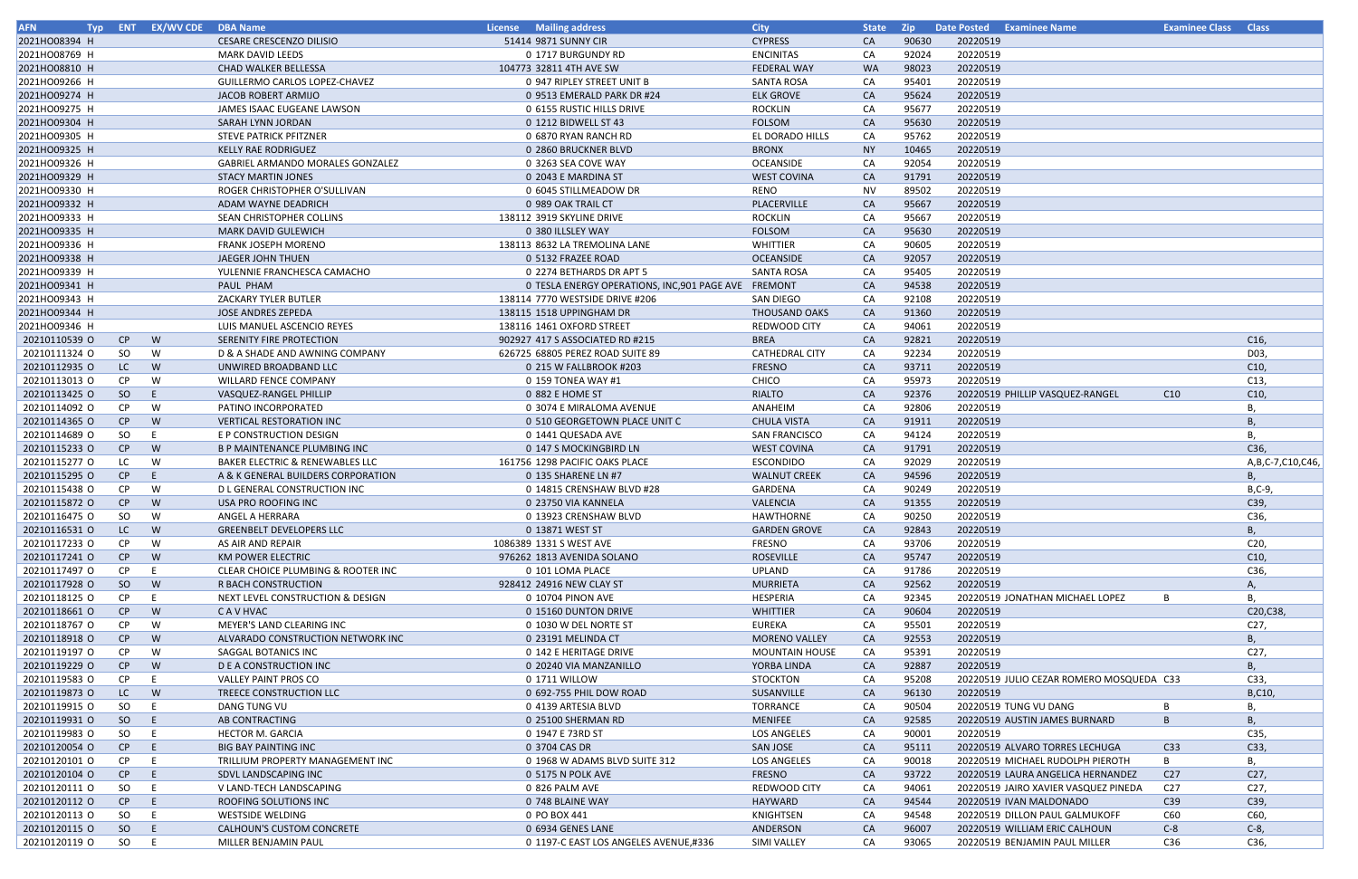| AFN | Typ | ENT | EX/WV CDE | DBA Name | License | Mailing address | City | State | Zip | Date Posted | Examinee Name | Examinee Class | Class |
|---|---|---|---|---|---|---|---|---|---|---|---|---|---|
| 2021HO08394 | H | | | CESARE CRESCENZO DILISIO | 51414 | 9871 SUNNY CIR | CYPRESS | CA | 90630 | 20220519 | | | |
| 2021HO08769 | H | | | MARK DAVID LEEDS | 0 | 1717 BURGUNDY RD | ENCINITAS | CA | 92024 | 20220519 | | | |
| 2021HO08810 | H | | | CHAD WALKER BELLESSA | 104773 | 32811 4TH AVE SW | FEDERAL WAY | WA | 98023 | 20220519 | | | |
| 2021HO09266 | H | | | GUILLERMO CARLOS LOPEZ-CHAVEZ | 0 | 947 RIPLEY STREET UNIT B | SANTA ROSA | CA | 95401 | 20220519 | | | |
| 2021HO09274 | H | | | JACOB ROBERT ARMIJO | 0 | 9513 EMERALD PARK DR #24 | ELK GROVE | CA | 95624 | 20220519 | | | |
| 2021HO09275 | H | | | JAMES ISAAC EUGEANE LAWSON | 0 | 6155 RUSTIC HILLS DRIVE | ROCKLIN | CA | 95677 | 20220519 | | | |
| 2021HO09304 | H | | | SARAH LYNN JORDAN | 0 | 1212 BIDWELL ST 43 | FOLSOM | CA | 95630 | 20220519 | | | |
| 2021HO09305 | H | | | STEVE PATRICK PFITZNER | 0 | 6870 RYAN RANCH RD | EL DORADO HILLS | CA | 95762 | 20220519 | | | |
| 2021HO09325 | H | | | KELLY RAE RODRIGUEZ | 0 | 2860 BRUCKNER BLVD | BRONX | NY | 10465 | 20220519 | | | |
| 2021HO09326 | H | | | GABRIEL ARMANDO MORALES GONZALEZ | 0 | 3263 SEA COVE WAY | OCEANSIDE | CA | 92054 | 20220519 | | | |
| 2021HO09329 | H | | | STACY MARTIN JONES | 0 | 2043 E MARDINA ST | WEST COVINA | CA | 91791 | 20220519 | | | |
| 2021HO09330 | H | | | ROGER CHRISTOPHER O'SULLIVAN | 0 | 6045 STILLMEADOW DR | RENO | NV | 89502 | 20220519 | | | |
| 2021HO09332 | H | | | ADAM WAYNE DEADRICH | 0 | 989 OAK TRAIL CT | PLACERVILLE | CA | 95667 | 20220519 | | | |
| 2021HO09333 | H | | | SEAN CHRISTOPHER COLLINS | 138112 | 3919 SKYLINE DRIVE | ROCKLIN | CA | 95667 | 20220519 | | | |
| 2021HO09335 | H | | | MARK DAVID GULEWICH | 0 | 380 ILLSLEY WAY | FOLSOM | CA | 95630 | 20220519 | | | |
| 2021HO09336 | H | | | FRANK JOSEPH MORENO | 138113 | 8632 LA TREMOLINA LANE | WHITTIER | CA | 90605 | 20220519 | | | |
| 2021HO09338 | H | | | JAEGER JOHN THUEN | 0 | 5132 FRAZEE ROAD | OCEANSIDE | CA | 92057 | 20220519 | | | |
| 2021HO09339 | H | | | YULENNIE FRANCHESCA CAMACHO | 0 | 2274 BETHARDS DR APT 5 | SANTA ROSA | CA | 95405 | 20220519 | | | |
| 2021HO09341 | H | | | PAUL PHAM | 0 | TESLA ENERGY OPERATIONS, INC,901 PAGE AVE | FREMONT | CA | 94538 | 20220519 | | | |
| 2021HO09343 | H | | | ZACKARY TYLER BUTLER | 138114 | 7770 WESTSIDE DRIVE #206 | SAN DIEGO | CA | 92108 | 20220519 | | | |
| 2021HO09344 | H | | | JOSE ANDRES ZEPEDA | 138115 | 1518 UPPINGHAM DR | THOUSAND OAKS | CA | 91360 | 20220519 | | | |
| 2021HO09346 | H | | | LUIS MANUEL ASCENCIO REYES | 138116 | 1461 OXFORD STREET | REDWOOD CITY | CA | 94061 | 20220519 | | | |
| 20210110539 | O | CP | W | SERENITY FIRE PROTECTION | 902927 | 417 S ASSOCIATED RD #215 | BREA | CA | 92821 | 20220519 | | | C16, |
| 20210111324 | O | SO | W | D & A SHADE AND AWNING COMPANY | 626725 | 68805 PEREZ ROAD SUITE 89 | CATHEDRAL CITY | CA | 92234 | 20220519 | | | D03, |
| 20210112935 | O | LC | W | UNWIRED BROADBAND LLC | 0 | 215 W FALLBROOK #203 | FRESNO | CA | 93711 | 20220519 | | | C10, |
| 20210113013 | O | CP | W | WILLARD FENCE COMPANY | 0 | 159 TONEA WAY #1 | CHICO | CA | 95973 | 20220519 | | | C13, |
| 20210113425 | O | SO | E | VASQUEZ-RANGEL PHILLIP | 0 | 882 E HOME ST | RIALTO | CA | 92376 | 20220519 | PHILLIP VASQUEZ-RANGEL | C10 | C10, |
| 20210114092 | O | CP | W | PATINO INCORPORATED | 0 | 3074 E MIRALOMA AVENUE | ANAHEIM | CA | 92806 | 20220519 | | | B, |
| 20210114365 | O | CP | W | VERTICAL RESTORATION INC | 0 | 510 GEORGETOWN PLACE UNIT C | CHULA VISTA | CA | 91911 | 20220519 | | | B, |
| 20210114689 | O | SO | E | E P CONSTRUCTION DESIGN | 0 | 1441 QUESADA AVE | SAN FRANCISCO | CA | 94124 | 20220519 | | | B, |
| 20210115233 | O | CP | W | B P MAINTENANCE PLUMBING INC | 0 | 147 S MOCKINGBIRD LN | WEST COVINA | CA | 91791 | 20220519 | | | C36, |
| 20210115277 | O | LC | W | BAKER ELECTRIC & RENEWABLES LLC | 161756 | 1298 PACIFIC OAKS PLACE | ESCONDIDO | CA | 92029 | 20220519 | | | A,B,C-7,C10,C46, |
| 20210115295 | O | CP | E | A & K GENERAL BUILDERS CORPORATION | 0 | 135 SHARENE LN #7 | WALNUT CREEK | CA | 94596 | 20220519 | | | B, |
| 20210115438 | O | CP | W | D L GENERAL CONSTRUCTION INC | 0 | 14815 CRENSHAW BLVD #28 | GARDENA | CA | 90249 | 20220519 | | | B,C-9, |
| 20210115872 | O | CP | W | USA PRO ROOFING INC | 0 | 23750 VIA KANNELA | VALENCIA | CA | 91355 | 20220519 | | | C39, |
| 20210116475 | O | SO | W | ANGEL A HERRARA | 0 | 13923 CRENSHAW BLVD | HAWTHORNE | CA | 90250 | 20220519 | | | C36, |
| 20210116531 | O | LC | W | GREENBELT DEVELOPERS LLC | 0 | 13871 WEST ST | GARDEN GROVE | CA | 92843 | 20220519 | | | B, |
| 20210117233 | O | CP | W | AS AIR AND REPAIR | 1086389 | 1331 S WEST AVE | FRESNO | CA | 93706 | 20220519 | | | C20, |
| 20210117241 | O | CP | W | KM POWER ELECTRIC | 976262 | 1813 AVENIDA SOLANO | ROSEVILLE | CA | 95747 | 20220519 | | | C10, |
| 20210117497 | O | CP | E | CLEAR CHOICE PLUMBING & ROOTER INC | 0 | 101 LOMA PLACE | UPLAND | CA | 91786 | 20220519 | | | C36, |
| 20210117928 | O | SO | W | R BACH CONSTRUCTION | 928412 | 24916 NEW CLAY ST | MURRIETA | CA | 92562 | 20220519 | | | A, |
| 20210118125 | O | CP | E | NEXT LEVEL CONSTRUCTION & DESIGN | 0 | 10704 PINON AVE | HESPERIA | CA | 92345 | 20220519 | JONATHAN MICHAEL LOPEZ | B | B, |
| 20210118661 | O | CP | W | C A V HVAC | 0 | 15160 DUNTON DRIVE | WHITTIER | CA | 90604 | 20220519 | | | C20,C38, |
| 20210118767 | O | CP | W | MEYER'S LAND CLEARING INC | 0 | 1030 W DEL NORTE ST | EUREKA | CA | 95501 | 20220519 | | | C27, |
| 20210118918 | O | CP | W | ALVARADO CONSTRUCTION NETWORK INC | 0 | 23191 MELINDA CT | MORENO VALLEY | CA | 92553 | 20220519 | | | B, |
| 20210119197 | O | CP | W | SAGGAL BOTANICS INC | 0 | 142 E HERITAGE DRIVE | MOUNTAIN HOUSE | CA | 95391 | 20220519 | | | C27, |
| 20210119229 | O | CP | W | D E A CONSTRUCTION INC | 0 | 20240 VIA MANZANILLO | YORBA LINDA | CA | 92887 | 20220519 | | | B, |
| 20210119583 | O | CP | E | VALLEY PAINT PROS CO | 0 | 1711 WILLOW | STOCKTON | CA | 95208 | 20220519 | JULIO CEZAR ROMERO MOSQUEDA | C33 | C33, |
| 20210119873 | O | LC | W | TREECE CONSTRUCTION LLC | 0 | 692-755 PHIL DOW ROAD | SUSANVILLE | CA | 96130 | 20220519 | | | B,C10, |
| 20210119915 | O | SO | E | DANG TUNG VU | 0 | 4139 ARTESIA BLVD | TORRANCE | CA | 90504 | 20220519 | TUNG VU DANG | B | B, |
| 20210119931 | O | SO | E | AB CONTRACTING | 0 | 25100 SHERMAN RD | MENIFEE | CA | 92585 | 20220519 | AUSTIN JAMES BURNARD | B | B, |
| 20210119983 | O | SO | E | HECTOR M. GARCIA | 0 | 1947 E 73RD ST | LOS ANGELES | CA | 90001 | 20220519 | | | C35, |
| 20210120054 | O | CP | E | BIG BAY PAINTING INC | 0 | 3704 CAS DR | SAN JOSE | CA | 95111 | 20220519 | ALVARO TORRES LECHUGA | C33 | C33, |
| 20210120101 | O | CP | E | TRILLIUM PROPERTY MANAGEMENT INC | 0 | 1968 W ADAMS BLVD SUITE 312 | LOS ANGELES | CA | 90018 | 20220519 | MICHAEL RUDOLPH PIEROTH | B | B, |
| 20210120104 | O | CP | E | SDVL LANDSCAPING INC | 0 | 5175 N POLK AVE | FRESNO | CA | 93722 | 20220519 | LAURA ANGELICA HERNANDEZ | C27 | C27, |
| 20210120111 | O | SO | E | V LAND-TECH LANDSCAPING | 0 | 826 PALM AVE | REDWOOD CITY | CA | 94061 | 20220519 | JAIRO XAVIER VASQUEZ PINEDA | C27 | C27, |
| 20210120112 | O | CP | E | ROOFING SOLUTIONS INC | 0 | 748 BLAINE WAY | HAYWARD | CA | 94544 | 20220519 | IVAN MALDONADO | C39 | C39, |
| 20210120113 | O | SO | E | WESTSIDE WELDING | 0 | PO BOX 441 | KNIGHTSEN | CA | 94548 | 20220519 | DILLON PAUL GALMUKOFF | C60 | C60, |
| 20210120115 | O | SO | E | CALHOUN'S CUSTOM CONCRETE | 0 | 6934 GENES LANE | ANDERSON | CA | 96007 | 20220519 | WILLIAM ERIC CALHOUN | C-8 | C-8, |
| 20210120119 | O | SO | E | MILLER BENJAMIN PAUL | 0 | 1197-C EAST LOS ANGELES AVENUE,#336 | SIMI VALLEY | CA | 93065 | 20220519 | BENJAMIN PAUL MILLER | C36 | C36, |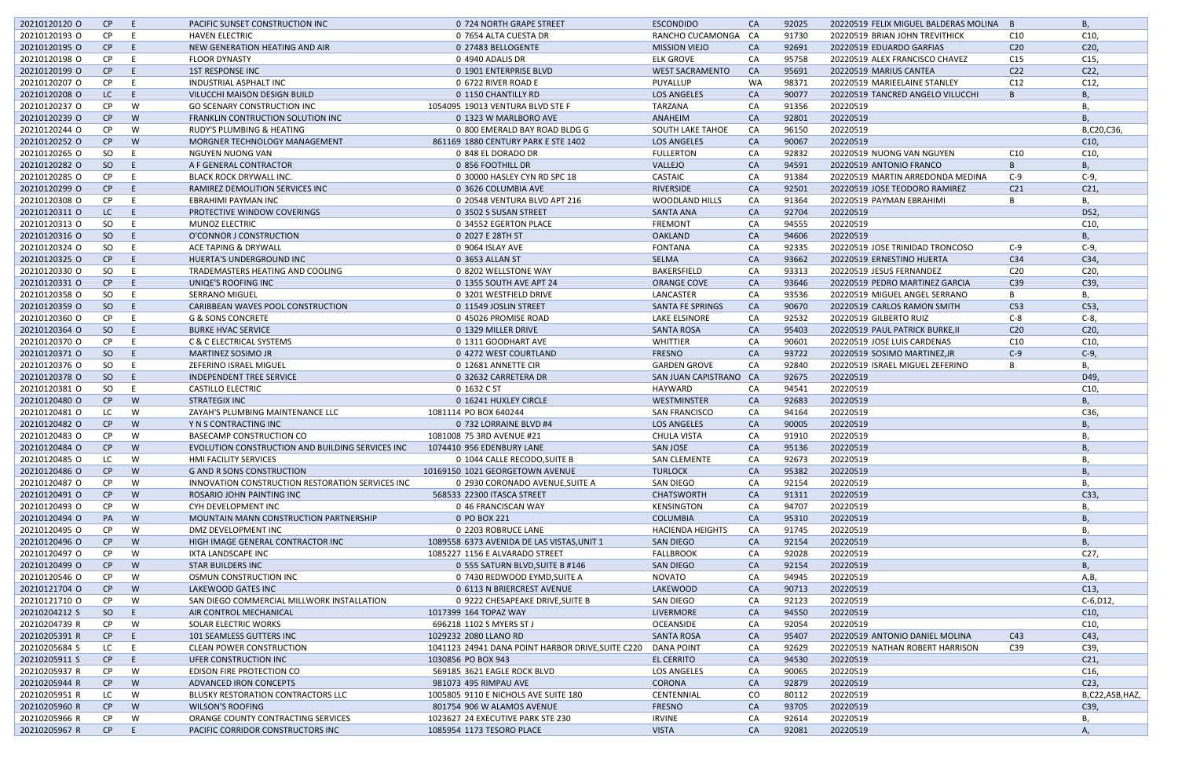| | | | | | | | | | | | |
|---|---|---|---|---|---|---|---|---|---|---|---|
| 20210120120 O | CP | E | PACIFIC SUNSET CONSTRUCTION INC | 0 724 NORTH GRAPE STREET | ESCONDIDO | CA | 92025 | 20220519 FELIX MIGUEL BALDERAS MOLINA | B | B, |
| 20210120193 O | CP | E | HAVEN ELECTRIC | 0 7654 ALTA CUESTA DR | RANCHO CUCAMONGA | CA | 91730 | 20220519 BRIAN JOHN TREVITHICK | C10 | C10, |
| 20210120195 O | CP | E | NEW GENERATION HEATING AND AIR | 0 27483 BELLOGENTE | MISSION VIEJO | CA | 92691 | 20220519 EDUARDO GARFIAS | C20 | C20, |
| 20210120198 O | CP | E | FLOOR DYNASTY | 0 4940 ADALIS DR | ELK GROVE | CA | 95758 | 20220519 ALEX FRANCISCO CHAVEZ | C15 | C15, |
| 20210120199 O | CP | E | 1ST RESPONSE INC | 0 1901 ENTERPRISE BLVD | WEST SACRAMENTO | CA | 95691 | 20220519 MARIUS CANTEA | C22 | C22, |
| 20210120207 O | CP | E | INDUSTRIAL ASPHALT INC | 0 6722 RIVER ROAD E | PUYALLUP | WA | 98371 | 20220519 MARIEELAINE STANLEY | C12 | C12, |
| 20210120208 O | LC | E | VILUCCHI MAISON DESIGN BUILD | 0 1150 CHANTILLY RD | LOS ANGELES | CA | 90077 | 20220519 TANCRED ANGELO VILUCCHI | B | B, |
| 20210120237 O | CP | W | GO SCENARY CONSTRUCTION INC | 1054095 19013 VENTURA BLVD STE F | TARZANA | CA | 91356 | 20220519 | | B, |
| 20210120239 O | CP | W | FRANKLIN CONTRUCTION SOLUTION INC | 0 1323 W MARLBORO AVE | ANAHEIM | CA | 92801 | 20220519 | | B, |
| 20210120244 O | CP | W | RUDY'S PLUMBING & HEATING | 0 800 EMERALD BAY ROAD BLDG G | SOUTH LAKE TAHOE | CA | 96150 | 20220519 | | B,C20,C36, |
| 20210120252 O | CP | W | MORGNER TECHNOLOGY MANAGEMENT | 861169 1880 CENTURY PARK E STE 1402 | LOS ANGELES | CA | 90067 | 20220519 | | C10, |
| 20210120265 O | SO | E | NGUYEN NUONG VAN | 0 848 EL DORADO DR | FULLERTON | CA | 92832 | 20220519 NUONG VAN NGUYEN | C10 | C10, |
| 20210120282 O | SO | E | A F GENERAL CONTRACTOR | 0 856 FOOTHILL DR | VALLEJO | CA | 94591 | 20220519 ANTONIO FRANCO | B | B, |
| 20210120285 O | CP | E | BLACK ROCK DRYWALL INC. | 0 30000 HASLEY CYN RD SPC 18 | CASTAIC | CA | 91384 | 20220519 MARTIN ARREDONDA MEDINA | C-9 | C-9, |
| 20210120299 O | CP | E | RAMIREZ DEMOLITION SERVICES INC | 0 3626 COLUMBIA AVE | RIVERSIDE | CA | 92501 | 20220519 JOSE TEODORO RAMIREZ | C21 | C21, |
| 20210120308 O | CP | E | EBRAHIMI PAYMAN INC | 0 20548 VENTURA BLVD APT 216 | WOODLAND HILLS | CA | 91364 | 20220519 PAYMAN EBRAHIMI | B | B, |
| 20210120311 O | LC | E | PROTECTIVE WINDOW COVERINGS | 0 3502 S SUSAN STREET | SANTA ANA | CA | 92704 | 20220519 | | D52, |
| 20210120313 O | SO | E | MUNOZ ELECTRIC | 0 34552 EGERTON PLACE | FREMONT | CA | 94555 | 20220519 | | C10, |
| 20210120316 O | SO | E | O'CONNOR J CONSTRUCTION | 0 2027 E 28TH ST | OAKLAND | CA | 94606 | 20220519 | | B, |
| 20210120324 O | SO | E | ACE TAPING & DRYWALL | 0 9064 ISLAY AVE | FONTANA | CA | 92335 | 20220519 JOSE TRINIDAD TRONCOSO | C-9 | C-9, |
| 20210120325 O | CP | E | HUERTA'S UNDERGROUND INC | 0 3653 ALLAN ST | SELMA | CA | 93662 | 20220519 ERNESTINO HUERTA | C34 | C34, |
| 20210120330 O | SO | E | TRADEMASTERS HEATING AND COOLING | 0 8202 WELLSTONE WAY | BAKERSFIELD | CA | 93313 | 20220519 JESUS FERNANDEZ | C20 | C20, |
| 20210120331 O | CP | E | UNIQE'S ROOFING INC | 0 1355 SOUTH AVE APT 24 | ORANGE COVE | CA | 93646 | 20220519 PEDRO MARTINEZ GARCIA | C39 | C39, |
| 20210120358 O | SO | E | SERRANO MIGUEL | 0 3201 WESTFIELD DRIVE | LANCASTER | CA | 93536 | 20220519 MIGUEL ANGEL SERRANO | B | B, |
| 20210120359 O | SO | E | CARIBBEAN WAVES POOL CONSTRUCTION | 0 11549 JOSLIN STREET | SANTA FE SPRINGS | CA | 90670 | 20220519 CARLOS RAMON SMITH | C53 | C53, |
| 20210120360 O | CP | E | G & SONS CONCRETE | 0 45026 PROMISE ROAD | LAKE ELSINORE | CA | 92532 | 20220519 GILBERTO RUIZ | C-8 | C-8, |
| 20210120364 O | SO | E | BURKE HVAC SERVICE | 0 1329 MILLER DRIVE | SANTA ROSA | CA | 95403 | 20220519 PAUL PATRICK BURKE,II | C20 | C20, |
| 20210120370 O | CP | E | C & C ELECTRICAL SYSTEMS | 0 1311 GOODHART AVE | WHITTIER | CA | 90601 | 20220519 JOSE LUIS CARDENAS | C10 | C10, |
| 20210120371 O | SO | E | MARTINEZ SOSIMO JR | 0 4272 WEST COURTLAND | FRESNO | CA | 93722 | 20220519 SOSIMO MARTINEZ,JR | C-9 | C-9, |
| 20210120376 O | SO | E | ZEFERINO ISRAEL MIGUEL | 0 12681 ANNETTE CIR | GARDEN GROVE | CA | 92840 | 20220519 ISRAEL MIGUEL ZEFERINO | B | B, |
| 20210120378 O | SO | E | INDEPENDENT TREE SERVICE | 0 32632 CARRETERA DR | SAN JUAN CAPISTRANO | CA | 92675 | 20220519 | | D49, |
| 20210120381 O | SO | E | CASTILLO ELECTRIC | 0 1632 C ST | HAYWARD | CA | 94541 | 20220519 | | C10, |
| 20210120480 O | CP | W | STRATEGIX INC | 0 16241 HUXLEY CIRCLE | WESTMINSTER | CA | 92683 | 20220519 | | B, |
| 20210120481 O | LC | W | ZAYAH'S PLUMBING MAINTENANCE LLC | 1081114 PO BOX 640244 | SAN FRANCISCO | CA | 94164 | 20220519 | | C36, |
| 20210120482 O | CP | W | Y N S CONTRACTING INC | 0 732 LORRAINE BLVD #4 | LOS ANGELES | CA | 90005 | 20220519 | | B, |
| 20210120483 O | CP | W | BASECAMP CONSTRUCTION CO | 1081008 75 3RD AVENUE #21 | CHULA VISTA | CA | 91910 | 20220519 | | B, |
| 20210120484 O | CP | W | EVOLUTION CONSTRUCTION AND BUILDING SERVICES INC | 1074410 956 EDENBURY LANE | SAN JOSE | CA | 95136 | 20220519 | | B, |
| 20210120485 O | LC | W | HMI FACILITY SERVICES | 0 1044 CALLE RECODO,SUITE B | SAN CLEMENTE | CA | 92673 | 20220519 | | B, |
| 20210120486 O | CP | W | G AND R SONS CONSTRUCTION | 10169150 1021 GEORGETOWN AVENUE | TURLOCK | CA | 95382 | 20220519 | | B, |
| 20210120487 O | CP | W | INNOVATION CONSTRUCTION RESTORATION SERVICES INC | 0 2930 CORONADO AVENUE,SUITE A | SAN DIEGO | CA | 92154 | 20220519 | | B, |
| 20210120491 O | CP | W | ROSARIO JOHN PAINTING INC | 568533 22300 ITASCA STREET | CHATSWORTH | CA | 91311 | 20220519 | | C33, |
| 20210120493 O | CP | W | CYH DEVELOPMENT INC | 0 46 FRANCISCAN WAY | KENSINGTON | CA | 94707 | 20220519 | | B, |
| 20210120494 O | PA | W | MOUNTAIN MANN CONSTRUCTION PARTNERSHIP | 0 PO BOX 221 | COLUMBIA | CA | 95310 | 20220519 | | B, |
| 20210120495 O | CP | W | DMZ DEVELOPMENT INC | 0 2203 ROBRUCE LANE | HACIENDA HEIGHTS | CA | 91745 | 20220519 | | B, |
| 20210120496 O | CP | W | HIGH IMAGE GENERAL CONTRACTOR INC | 1089558 6373 AVENIDA DE LAS VISTAS,UNIT 1 | SAN DIEGO | CA | 92154 | 20220519 | | B, |
| 20210120497 O | CP | W | IXTA LANDSCAPE INC | 1085227 1156 E ALVARADO STREET | FALLBROOK | CA | 92028 | 20220519 | | C27, |
| 20210120499 O | CP | W | STAR BUILDERS INC | 0 555 SATURN BLVD,SUITE B #146 | SAN DIEGO | CA | 92154 | 20220519 | | B, |
| 20210120546 O | CP | W | OSMUN CONSTRUCTION INC | 0 7430 REDWOOD EYMD,SUITE A | NOVATO | CA | 94945 | 20220519 | | A,B, |
| 20210121704 O | CP | W | LAKEWOOD GATES INC | 0 6113 N BRIERCREST AVENUE | LAKEWOOD | CA | 90713 | 20220519 | | C13, |
| 20210121710 O | CP | W | SAN DIEGO COMMERCIAL MILLWORK INSTALLATION | 0 9222 CHESAPEAKE DRIVE,SUITE B | SAN DIEGO | CA | 92123 | 20220519 | | C-6,D12, |
| 20210204212 S | SO | E | AIR CONTROL MECHANICAL | 1017399 164 TOPAZ WAY | LIVERMORE | CA | 94550 | 20220519 | | C10, |
| 20210204739 R | CP | W | SOLAR ELECTRIC WORKS | 696218 1102 S MYERS ST J | OCEANSIDE | CA | 92054 | 20220519 | | C10, |
| 20210205391 R | CP | E | 101 SEAMLESS GUTTERS INC | 1029232 2080 LLANO RD | SANTA ROSA | CA | 95407 | 20220519 ANTONIO DANIEL MOLINA | C43 | C43, |
| 20210205684 S | LC | E | CLEAN POWER CONSTRUCTION | 1041123 24941 DANA POINT HARBOR DRIVE,SUITE C220 | DANA POINT | CA | 92629 | 20220519 NATHAN ROBERT HARRISON | C39 | C39, |
| 20210205911 S | CP | E | UFER CONSTRUCTION INC | 1030856 PO BOX 943 | EL CERRITO | CA | 94530 | 20220519 | | C21, |
| 20210205937 R | CP | W | EDISON FIRE PROTECTION CO | 569185 3621 EAGLE ROCK BLVD | LOS ANGELES | CA | 90065 | 20220519 | | C16, |
| 20210205944 R | CP | W | ADVANCED IRON CONCEPTS | 981073 495 RIMPAU AVE | CORONA | CA | 92879 | 20220519 | | C23, |
| 20210205951 R | LC | W | BLUSKY RESTORATION CONTRACTORS LLC | 1005805 9110 E NICHOLS AVE SUITE 180 | CENTENNIAL | CO | 80112 | 20220519 | | B,C22,ASB,HAZ, |
| 20210205960 R | CP | W | WILSON'S ROOFING | 801754 906 W ALAMOS AVENUE | FRESNO | CA | 93705 | 20220519 | | C39, |
| 20210205966 R | CP | W | ORANGE COUNTY CONTRACTING SERVICES | 1023627 24 EXECUTIVE PARK STE 230 | IRVINE | CA | 92614 | 20220519 | | B, |
| 20210205967 R | CP | E | PACIFIC CORRIDOR CONSTRUCTORS INC | 1085954 1173 TESORO PLACE | VISTA | CA | 92081 | 20220519 | | A, |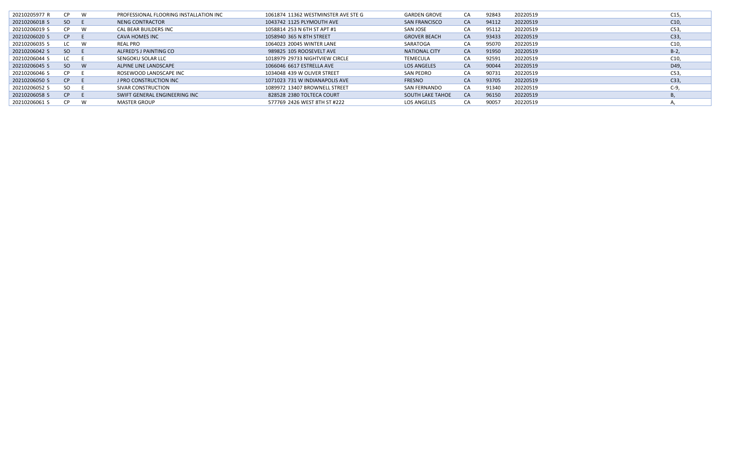| | | | | | | | | | |
|---|---|---|---|---|---|---|---|---|---|
| 20210205977 R | CP | W | PROFESSIONAL FLOORING INSTALLATION INC | 1061874 11362 WESTMINSTER AVE STE G | GARDEN GROVE | CA | 92843 | 20220519 | C15, |
| 20210206018 S | SO | E | NENG CONTRACTOR | 1043742 1125 PLYMOUTH AVE | SAN FRANCISCO | CA | 94112 | 20220519 | C10, |
| 20210206019 S | CP | W | CAL BEAR BUILDERS INC | 1058814 253 N 6TH ST APT #1 | SAN JOSE | CA | 95112 | 20220519 | C53, |
| 20210206020 S | CP | E | CAVA HOMES INC | 1058940 365 N 8TH STREET | GROVER BEACH | CA | 93433 | 20220519 | C33, |
| 20210206035 S | LC | W | REAL PRO | 1064023 20045 WINTER LANE | SARATOGA | CA | 95070 | 20220519 | C10, |
| 20210206042 S | SO | E | ALFRED'S J PAINTING CO | 989825 105 ROOSEVELT AVE | NATIONAL CITY | CA | 91950 | 20220519 | B-2, |
| 20210206044 S | LC | E | SENGOKU SOLAR LLC | 1018979 29733 NIGHTVIEW CIRCLE | TEMECULA | CA | 92591 | 20220519 | C10, |
| 20210206045 S | SO | W | ALPINE LINE LANDSCAPE | 1066046 6617 ESTRELLA AVE | LOS ANGELES | CA | 90044 | 20220519 | D49, |
| 20210206046 S | CP | E | ROSEWOOD LANDSCAPE INC | 1034048 439 W OLIVER STREET | SAN PEDRO | CA | 90731 | 20220519 | C53, |
| 20210206050 S | CP | E | J PRO CONSTRUCTION INC | 1071023 731 W INDIANAPOLIS AVE | FRESNO | CA | 93705 | 20220519 | C33, |
| 20210206052 S | SO | E | SIVAR CONSTRUCTION | 1089972 13407 BROWNELL STREET | SAN FERNANDO | CA | 91340 | 20220519 | C-9, |
| 20210206058 S | CP | E | SWIFT GENERAL ENGINEERING INC | 828528 2380 TOLTECA COURT | SOUTH LAKE TAHOE | CA | 96150 | 20220519 | B, |
| 20210206061 S | CP | W | MASTER GROUP | 577769 2426 WEST 8TH ST #222 | LOS ANGELES | CA | 90057 | 20220519 | A, |